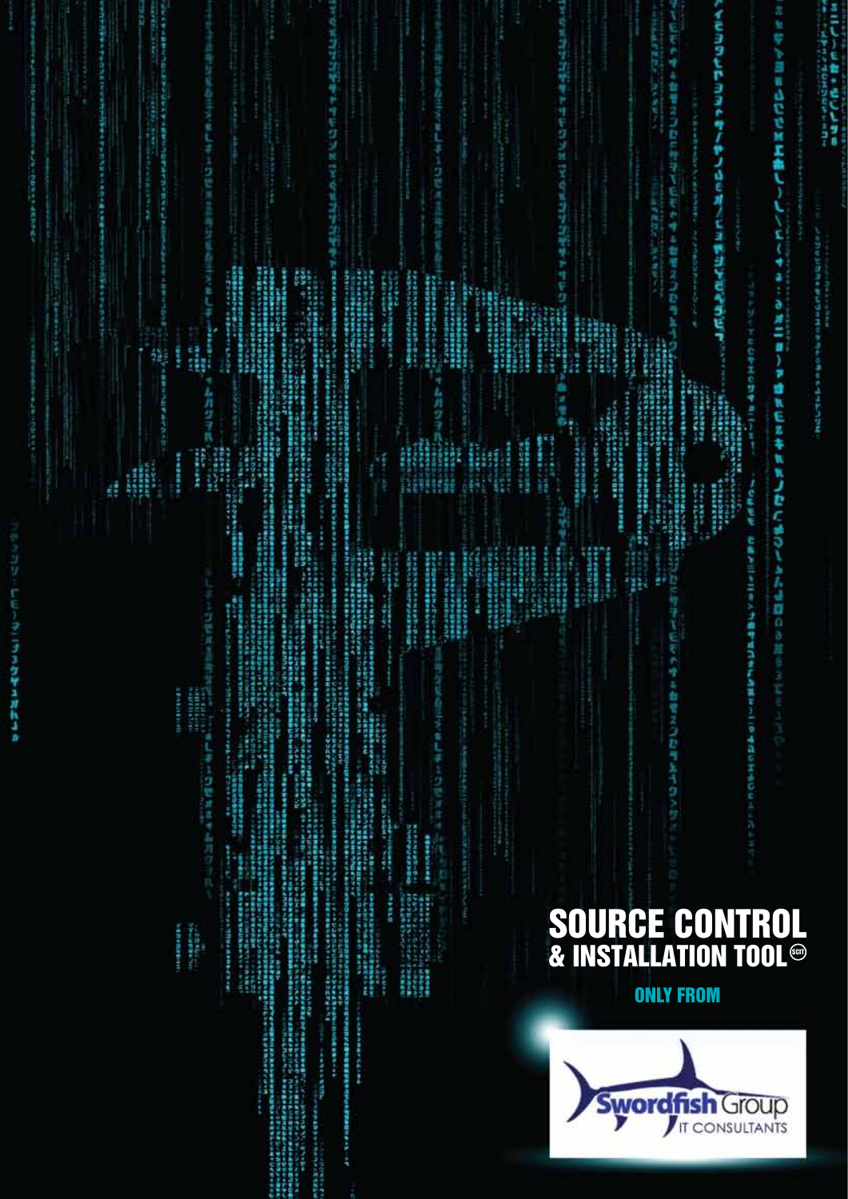# SOURCE CONTROL
## & INSTALLATION TOOL (SCIT)

ONLY FROM

Swordfish Group
IT CONSULTANTS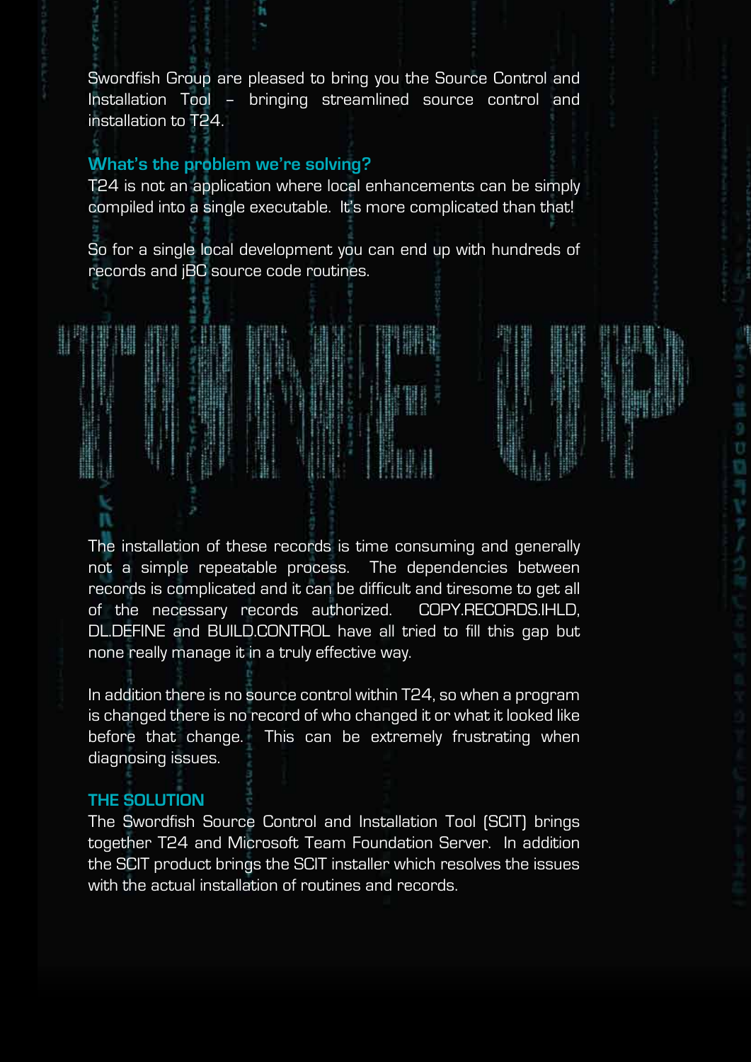Swordfish Group are pleased to bring you the Source Control and Installation Tool – bringing streamlined source control and installation to T24.

## What's the problem we're solving?

T24 is not an application where local enhancements can be simply compiled into a single executable. It's more complicated than that!

So for a single local development you can end up with hundreds of records and jBC source code routines.

# TUNE UP

The installation of these records is time consuming and generally not a simple repeatable process. The dependencies between records is complicated and it can be difficult and tiresome to get all of the necessary records authorized. COPY.RECORDS.IHLD, DL.DEFINE and BUILD.CONTROL have all tried to fill this gap but none really manage it in a truly effective way.

In addition there is no source control within T24, so when a program is changed there is no record of who changed it or what it looked like before that change. This can be extremely frustrating when diagnosing issues.

## THE SOLUTION

The Swordfish Source Control and Installation Tool (SCIT) brings together T24 and Microsoft Team Foundation Server. In addition the SCIT product brings the SCIT installer which resolves the issues with the actual installation of routines and records.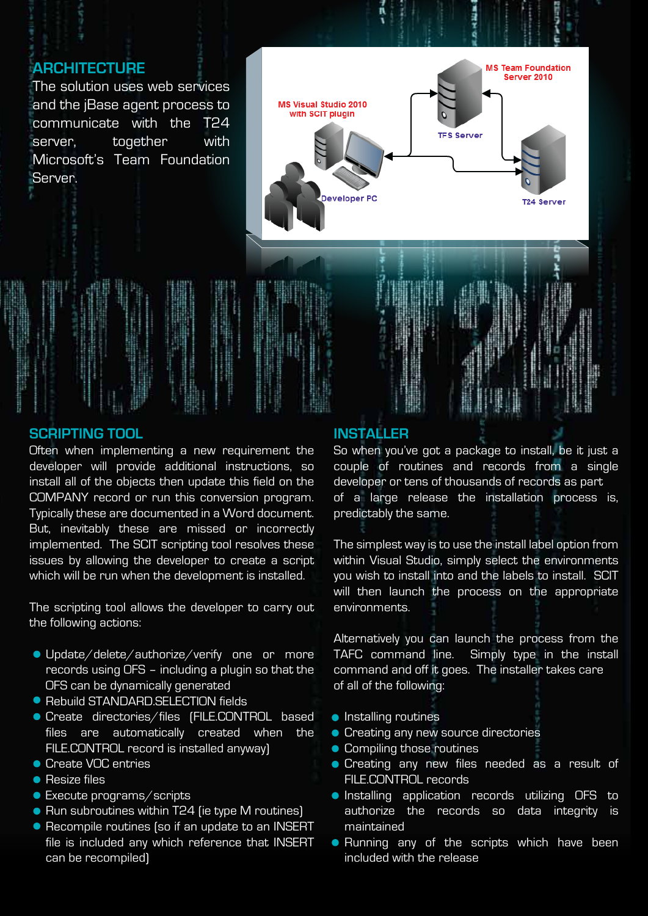## ARCHITECTURE

The solution uses web services and the jBase agent process to communicate with the T24 server, together with Microsoft's Team Foundation Server.

MS Team Foundation Server 2010

MS Visual Studio 2010 with SCIT plugin

TFS Server

Developer PC

T24 Server

## SCRIPTING TOOL

Often when implementing a new requirement the developer will provide additional instructions, so install all of the objects then update this field on the COMPANY record or run this conversion program. Typically these are documented in a Word document. But, inevitably these are missed or incorrectly implemented. The SCIT scripting tool resolves these issues by allowing the developer to create a script which will be run when the development is installed.

The scripting tool allows the developer to carry out the following actions:

- Update/delete/authorize/verify one or more records using OFS – including a plugin so that the OFS can be dynamically generated
- Rebuild STANDARD.SELECTION fields
- Create directories/files (FILE.CONTROL based files are automatically created when the FILE.CONTROL record is installed anyway)
- Create VOC entries
- Resize files
- Execute programs/scripts
- Run subroutines within T24 (ie type M routines)
- Recompile routines (so if an update to an INSERT file is included any which reference that INSERT can be recompiled)

## INSTALLER

So when you've got a package to install, be it just a couple of routines and records from a single developer or tens of thousands of records as part of a large release the installation process is, predictably the same.

The simplest way is to use the install label option from within Visual Studio, simply select the environments you wish to install into and the labels to install. SCIT will then launch the process on the appropriate environments.

Alternatively you can launch the process from the TAFC command line. Simply type in the install command and off it goes. The installer takes care of all of the following:

- Installing routines
- Creating any new source directories
- Compiling those routines
- Creating any new files needed as a result of FILE.CONTROL records
- Installing application records utilizing OFS to authorize the records so data integrity is maintained
- Running any of the scripts which have been included with the release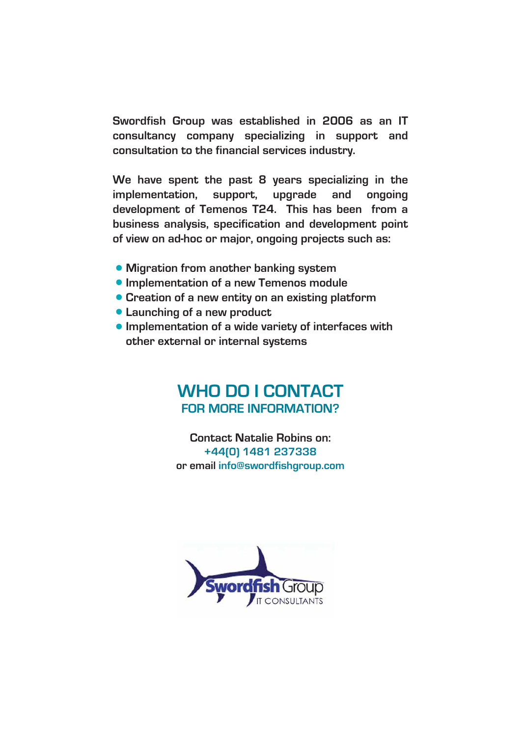Swordfish Group was established in 2006 as an IT consultancy company specializing in support and consultation to the financial services industry.

We have spent the past 8 years specializing in the implementation, support, upgrade and ongoing development of Temenos T24. This has been from a business analysis, specification and development point of view on ad-hoc or major, ongoing projects such as:

- Migration from another banking system
- Implementation of a new Temenos module
- Creation of a new entity on an existing platform
- Launching of a new product
- Implementation of a wide variety of interfaces with other external or internal systems

## WHO DO I CONTACT
### FOR MORE INFORMATION?

Contact Natalie Robins on:
+44(0) 1481 237338
or email info@swordfishgroup.com

Swordfish Group
IT CONSULTANTS